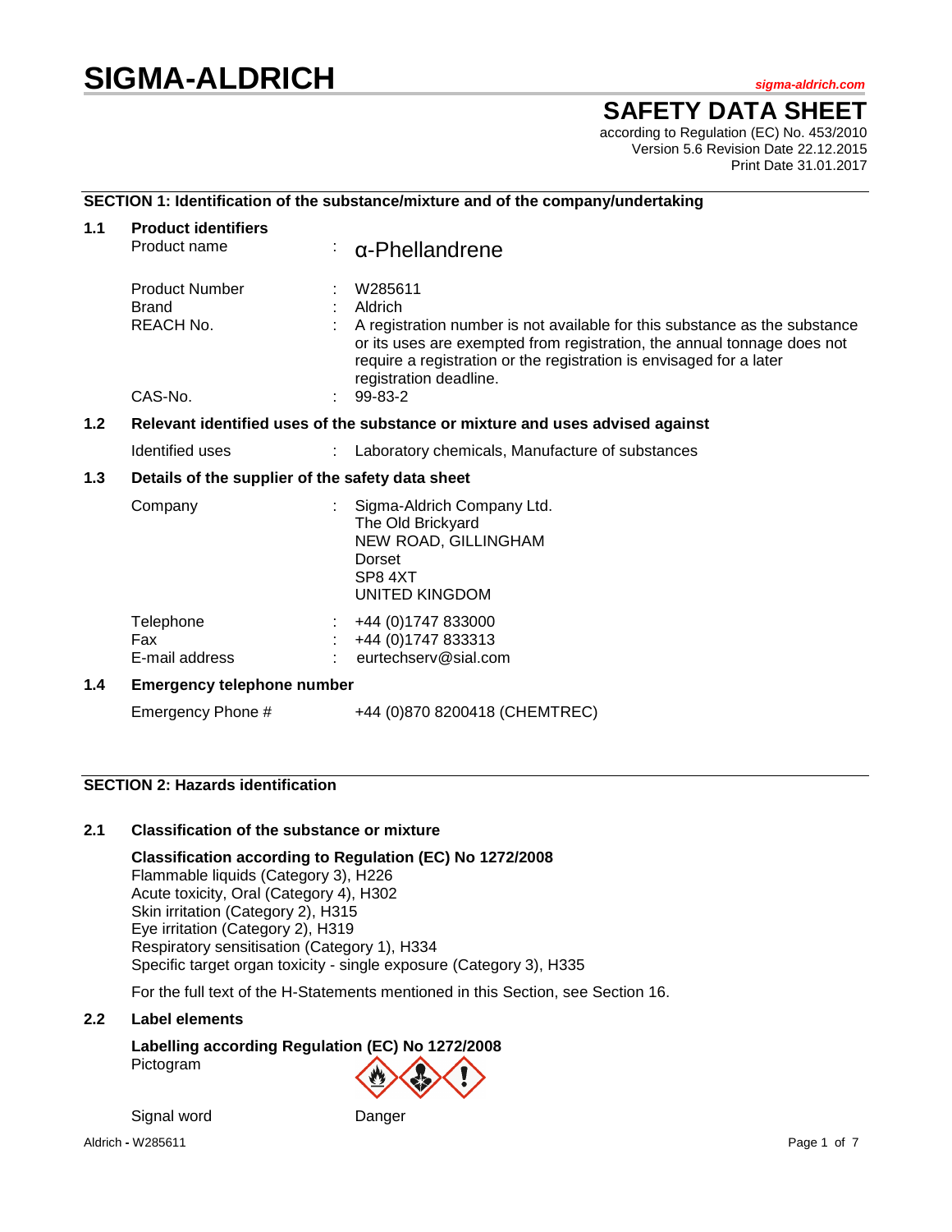# SIGMA-ALDRICH

sigma-aldrich.com

# SAFETY DATA SHEET

according to Regulation (EC) No. 453/2010
Version 5.6 Revision Date 22.12.2015
Print Date 31.01.2017

## SECTION 1: Identification of the substance/mixture and of the company/undertaking

### 1.1 Product identifiers

| | | |
|---|---|---|
| Product name | : | α-Phellandrene |
| Product Number | : | W285611 |
| Brand | : | Aldrich |
| REACH No. | : | A registration number is not available for this substance as the substance or its uses are exempted from registration, the annual tonnage does not require a registration or the registration is envisaged for a later registration deadline. |
| CAS-No. | : | 99-83-2 |

### 1.2 Relevant identified uses of the substance or mixture and uses advised against

| | | |
|---|---|---|
| Identified uses | : | Laboratory chemicals, Manufacture of substances |

### 1.3 Details of the supplier of the safety data sheet

| | | |
|---|---|---|
| Company | : | Sigma-Aldrich Company Ltd.<br>The Old Brickyard<br>NEW ROAD, GILLINGHAM<br>Dorset<br>SP8 4XT<br>UNITED KINGDOM |
| Telephone | : | +44 (0)1747 833000 |
| Fax | : | +44 (0)1747 833313 |
| E-mail address | : | eurtechserv@sial.com |

### 1.4 Emergency telephone number

Emergency Phone # +44 (0)870 8200418 (CHEMTREC)

## SECTION 2: Hazards identification

### 2.1 Classification of the substance or mixture

**Classification according to Regulation (EC) No 1272/2008**

Flammable liquids (Category 3), H226
Acute toxicity, Oral (Category 4), H302
Skin irritation (Category 2), H315
Eye irritation (Category 2), H319
Respiratory sensitisation (Category 1), H334
Specific target organ toxicity - single exposure (Category 3), H335

For the full text of the H-Statements mentioned in this Section, see Section 16.

### 2.2 Label elements

**Labelling according Regulation (EC) No 1272/2008**

Pictogram

Signal word Danger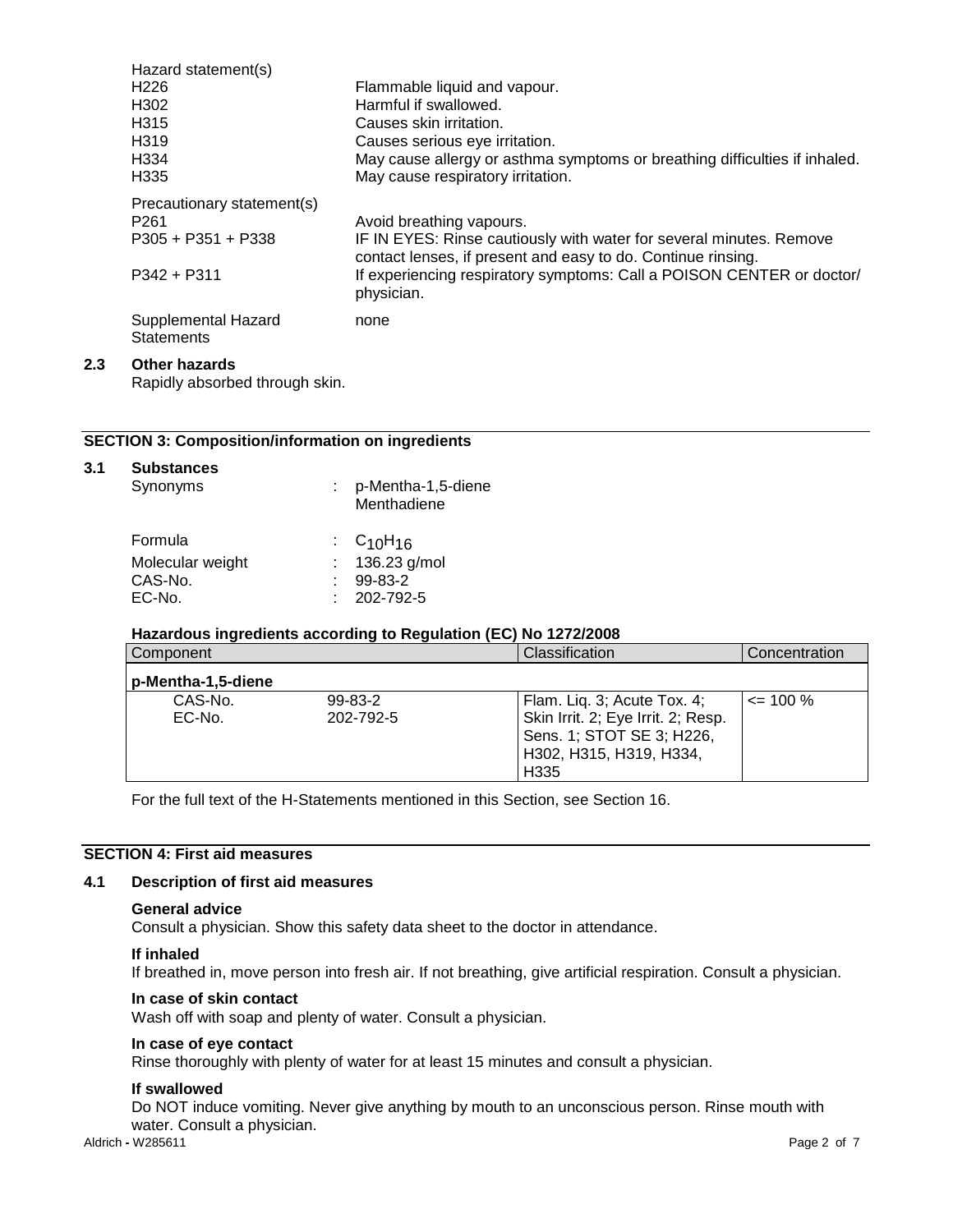Hazard statement(s)

| | |
|---|---|
| H226 | Flammable liquid and vapour. |
| H302 | Harmful if swallowed. |
| H315 | Causes skin irritation. |
| H319 | Causes serious eye irritation. |
| H334 | May cause allergy or asthma symptoms or breathing difficulties if inhaled. |
| H335 | May cause respiratory irritation. |

Precautionary statement(s)

| | |
|---|---|
| P261 | Avoid breathing vapours. |
| P305 + P351 + P338 | IF IN EYES: Rinse cautiously with water for several minutes. Remove contact lenses, if present and easy to do. Continue rinsing. |
| P342 + P311 | If experiencing respiratory symptoms: Call a POISON CENTER or doctor/ physician. |

Supplemental Hazard Statements: none

### 2.3 Other hazards

Rapidly absorbed through skin.

## SECTION 3: Composition/information on ingredients

### 3.1 Substances

Synonyms : p-Mentha-1,5-diene
Menthadiene

Formula : $C_{10}H_{16}$
Molecular weight : 136.23 g/mol
CAS-No. : 99-83-2
EC-No. : 202-792-5

**Hazardous ingredients according to Regulation (EC) No 1272/2008**

| Component | | Classification | Concentration |
|---|---|---|---|
| **p-Mentha-1,5-diene** | | | |
| CAS-No. EC-No. | 99-83-2 202-792-5 | Flam. Liq. 3; Acute Tox. 4; Skin Irrit. 2; Eye Irrit. 2; Resp. Sens. 1; STOT SE 3; H226, H302, H315, H319, H334, H335 | <= 100 % |

For the full text of the H-Statements mentioned in this Section, see Section 16.

## SECTION 4: First aid measures

### 4.1 Description of first aid measures

**General advice**
Consult a physician. Show this safety data sheet to the doctor in attendance.

**If inhaled**
If breathed in, move person into fresh air. If not breathing, give artificial respiration. Consult a physician.

**In case of skin contact**
Wash off with soap and plenty of water. Consult a physician.

**In case of eye contact**
Rinse thoroughly with plenty of water for at least 15 minutes and consult a physician.

**If swallowed**
Do NOT induce vomiting. Never give anything by mouth to an unconscious person. Rinse mouth with water. Consult a physician.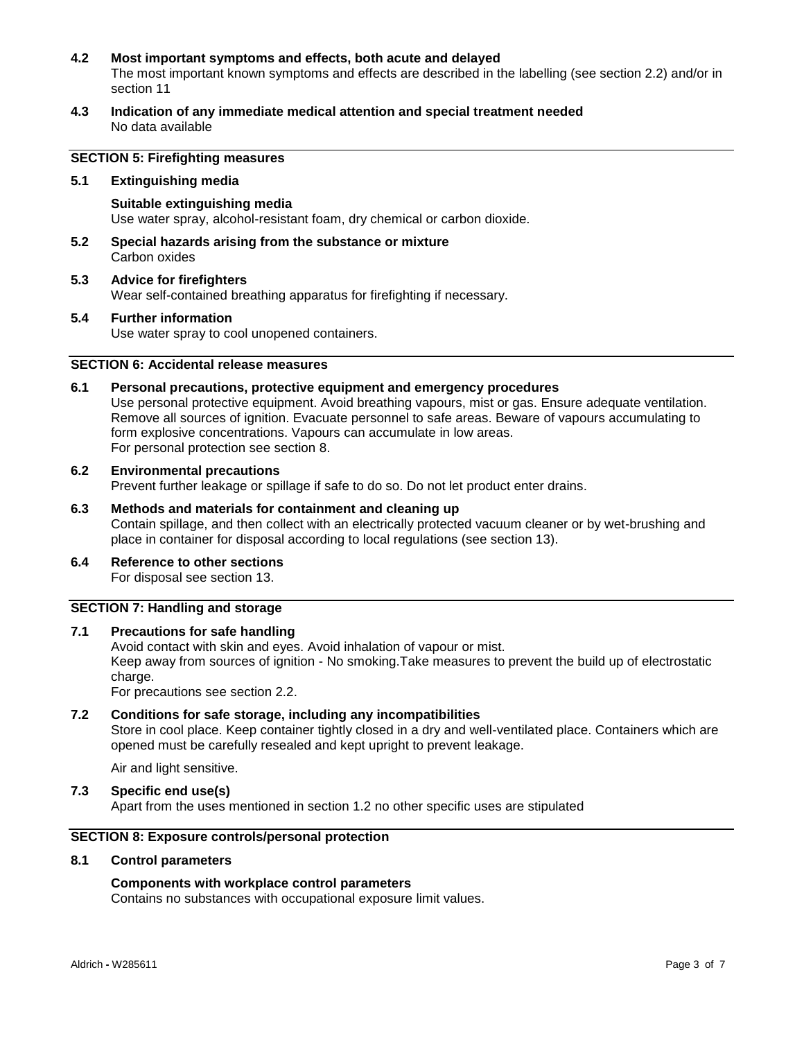### 4.2 Most important symptoms and effects, both acute and delayed

The most important known symptoms and effects are described in the labelling (see section 2.2) and/or in section 11

### 4.3 Indication of any immediate medical attention and special treatment needed

No data available

## SECTION 5: Firefighting measures

### 5.1 Extinguishing media

**Suitable extinguishing media**

Use water spray, alcohol-resistant foam, dry chemical or carbon dioxide.

### 5.2 Special hazards arising from the substance or mixture

Carbon oxides

### 5.3 Advice for firefighters

Wear self-contained breathing apparatus for firefighting if necessary.

### 5.4 Further information

Use water spray to cool unopened containers.

## SECTION 6: Accidental release measures

### 6.1 Personal precautions, protective equipment and emergency procedures

Use personal protective equipment. Avoid breathing vapours, mist or gas. Ensure adequate ventilation. Remove all sources of ignition. Evacuate personnel to safe areas. Beware of vapours accumulating to form explosive concentrations. Vapours can accumulate in low areas.
For personal protection see section 8.

### 6.2 Environmental precautions

Prevent further leakage or spillage if safe to do so. Do not let product enter drains.

### 6.3 Methods and materials for containment and cleaning up

Contain spillage, and then collect with an electrically protected vacuum cleaner or by wet-brushing and place in container for disposal according to local regulations (see section 13).

### 6.4 Reference to other sections

For disposal see section 13.

## SECTION 7: Handling and storage

### 7.1 Precautions for safe handling

Avoid contact with skin and eyes. Avoid inhalation of vapour or mist.
Keep away from sources of ignition - No smoking.Take measures to prevent the build up of electrostatic charge.
For precautions see section 2.2.

### 7.2 Conditions for safe storage, including any incompatibilities

Store in cool place. Keep container tightly closed in a dry and well-ventilated place. Containers which are opened must be carefully resealed and kept upright to prevent leakage.

Air and light sensitive.

### 7.3 Specific end use(s)

Apart from the uses mentioned in section 1.2 no other specific uses are stipulated

## SECTION 8: Exposure controls/personal protection

### 8.1 Control parameters

**Components with workplace control parameters**

Contains no substances with occupational exposure limit values.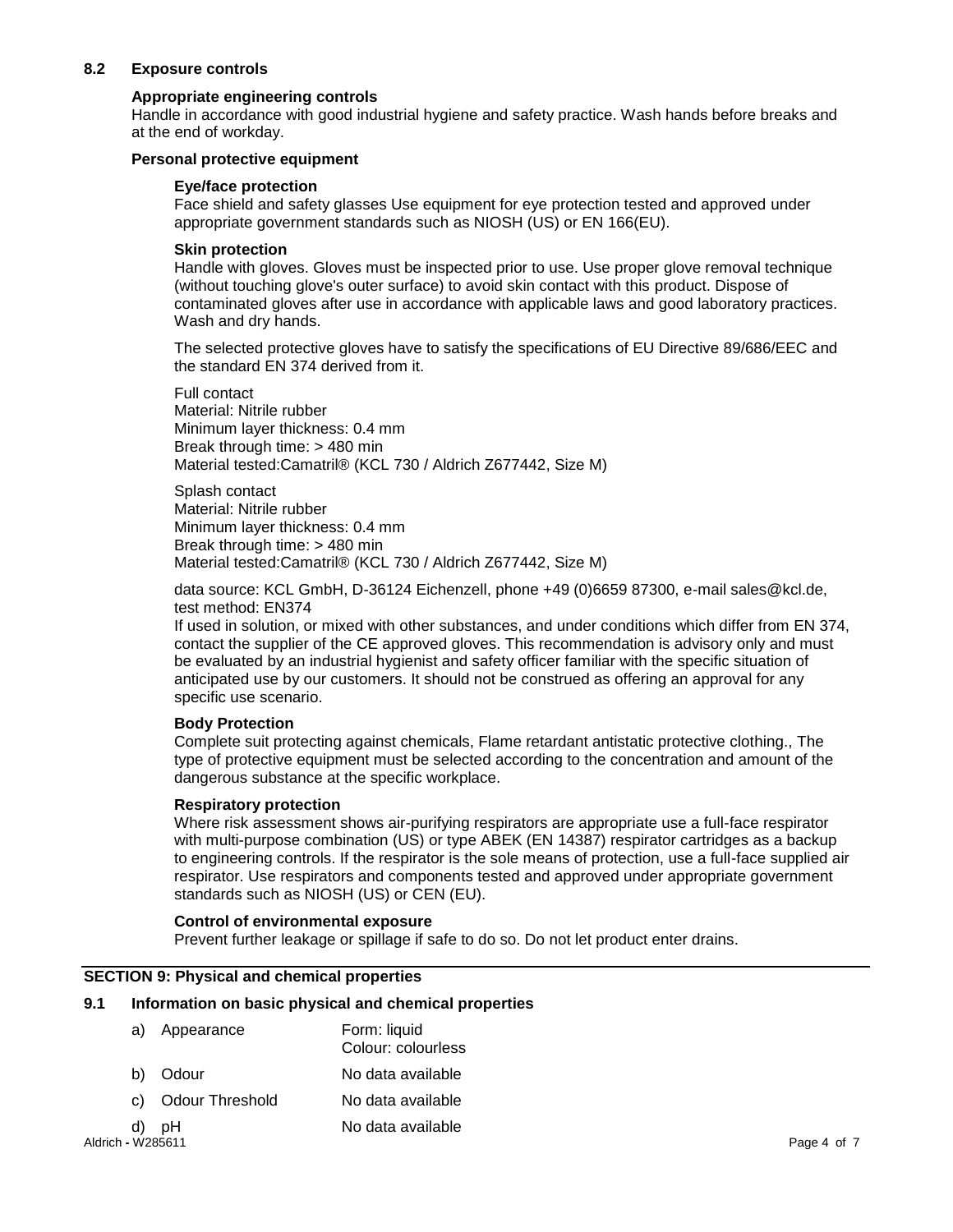## 8.2 Exposure controls

### Appropriate engineering controls

Handle in accordance with good industrial hygiene and safety practice. Wash hands before breaks and at the end of workday.

### Personal protective equipment

#### Eye/face protection

Face shield and safety glasses Use equipment for eye protection tested and approved under appropriate government standards such as NIOSH (US) or EN 166(EU).

#### Skin protection

Handle with gloves. Gloves must be inspected prior to use. Use proper glove removal technique (without touching glove's outer surface) to avoid skin contact with this product. Dispose of contaminated gloves after use in accordance with applicable laws and good laboratory practices. Wash and dry hands.

The selected protective gloves have to satisfy the specifications of EU Directive 89/686/EEC and the standard EN 374 derived from it.

Full contact
Material: Nitrile rubber
Minimum layer thickness: 0.4 mm
Break through time: > 480 min
Material tested:Camatril® (KCL 730 / Aldrich Z677442, Size M)

Splash contact
Material: Nitrile rubber
Minimum layer thickness: 0.4 mm
Break through time: > 480 min
Material tested:Camatril® (KCL 730 / Aldrich Z677442, Size M)

data source: KCL GmbH, D-36124 Eichenzell, phone +49 (0)6659 87300, e-mail sales@kcl.de, test method: EN374
If used in solution, or mixed with other substances, and under conditions which differ from EN 374, contact the supplier of the CE approved gloves. This recommendation is advisory only and must be evaluated by an industrial hygienist and safety officer familiar with the specific situation of anticipated use by our customers. It should not be construed as offering an approval for any specific use scenario.

#### Body Protection

Complete suit protecting against chemicals, Flame retardant antistatic protective clothing., The type of protective equipment must be selected according to the concentration and amount of the dangerous substance at the specific workplace.

#### Respiratory protection

Where risk assessment shows air-purifying respirators are appropriate use a full-face respirator with multi-purpose combination (US) or type ABEK (EN 14387) respirator cartridges as a backup to engineering controls. If the respirator is the sole means of protection, use a full-face supplied air respirator. Use respirators and components tested and approved under appropriate government standards such as NIOSH (US) or CEN (EU).

### Control of environmental exposure

Prevent further leakage or spillage if safe to do so. Do not let product enter drains.

## SECTION 9: Physical and chemical properties

## 9.1 Information on basic physical and chemical properties

| | | |
|---|---|---|
| a) | Appearance | Form: liquid<br>Colour: colourless |
| b) | Odour | No data available |
| c) | Odour Threshold | No data available |
| d) | pH | No data available |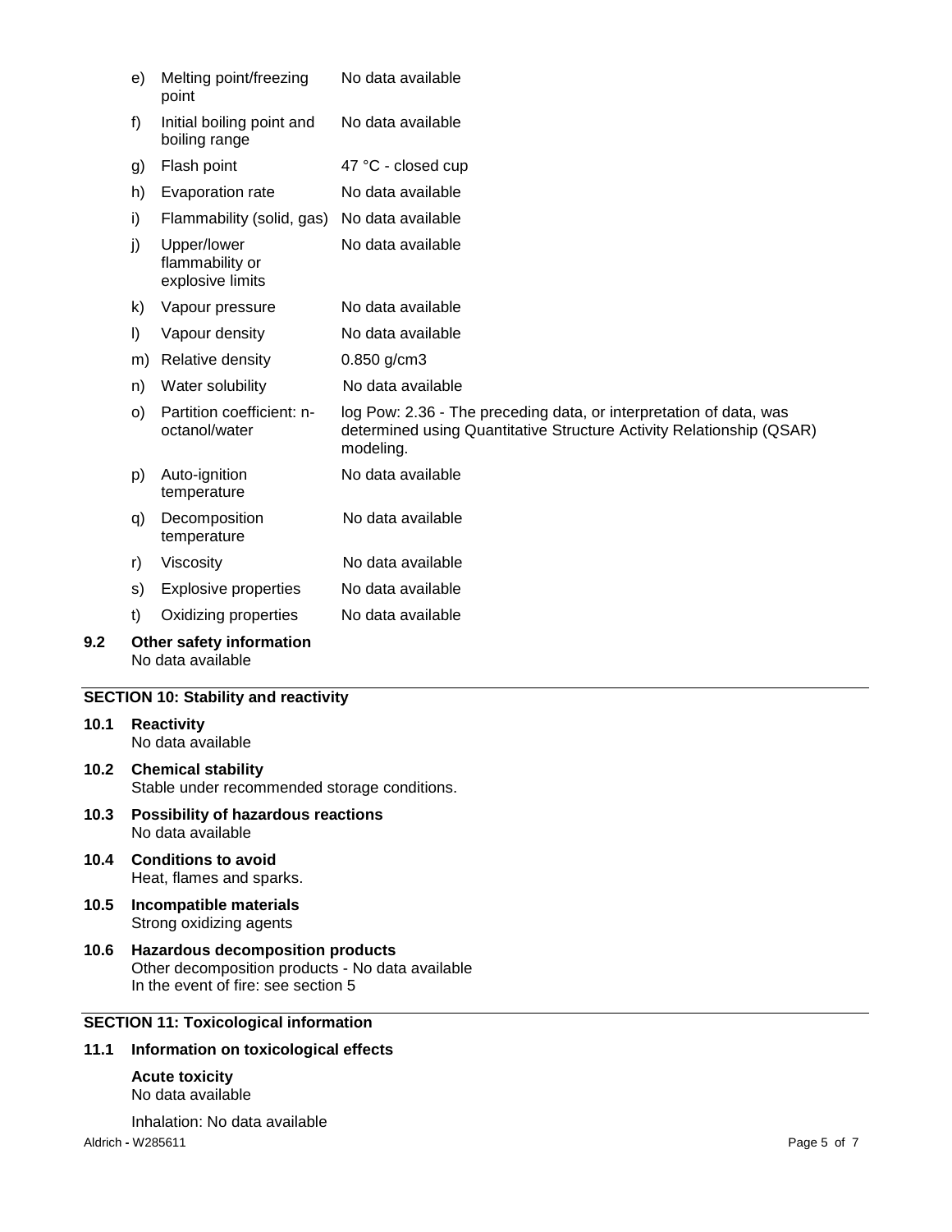| | | |
|---|---|---|
| e) | Melting point/freezing point | No data available |
| f) | Initial boiling point and boiling range | No data available |
| g) | Flash point | 47 °C - closed cup |
| h) | Evaporation rate | No data available |
| i) | Flammability (solid, gas) | No data available |
| j) | Upper/lower flammability or explosive limits | No data available |
| k) | Vapour pressure | No data available |
| l) | Vapour density | No data available |
| m) | Relative density | 0.850 g/cm3 |
| n) | Water solubility | No data available |
| o) | Partition coefficient: n-octanol/water | log Pow: 2.36 - The preceding data, or interpretation of data, was determined using Quantitative Structure Activity Relationship (QSAR) modeling. |
| p) | Auto-ignition temperature | No data available |
| q) | Decomposition temperature | No data available |
| r) | Viscosity | No data available |
| s) | Explosive properties | No data available |
| t) | Oxidizing properties | No data available |

**9.2 Other safety information**
No data available

## SECTION 10: Stability and reactivity

**10.1 Reactivity**
No data available

**10.2 Chemical stability**
Stable under recommended storage conditions.

**10.3 Possibility of hazardous reactions**
No data available

**10.4 Conditions to avoid**
Heat, flames and sparks.

**10.5 Incompatible materials**
Strong oxidizing agents

**10.6 Hazardous decomposition products**
Other decomposition products - No data available
In the event of fire: see section 5

## SECTION 11: Toxicological information

**11.1 Information on toxicological effects**

**Acute toxicity**
No data available

Inhalation: No data available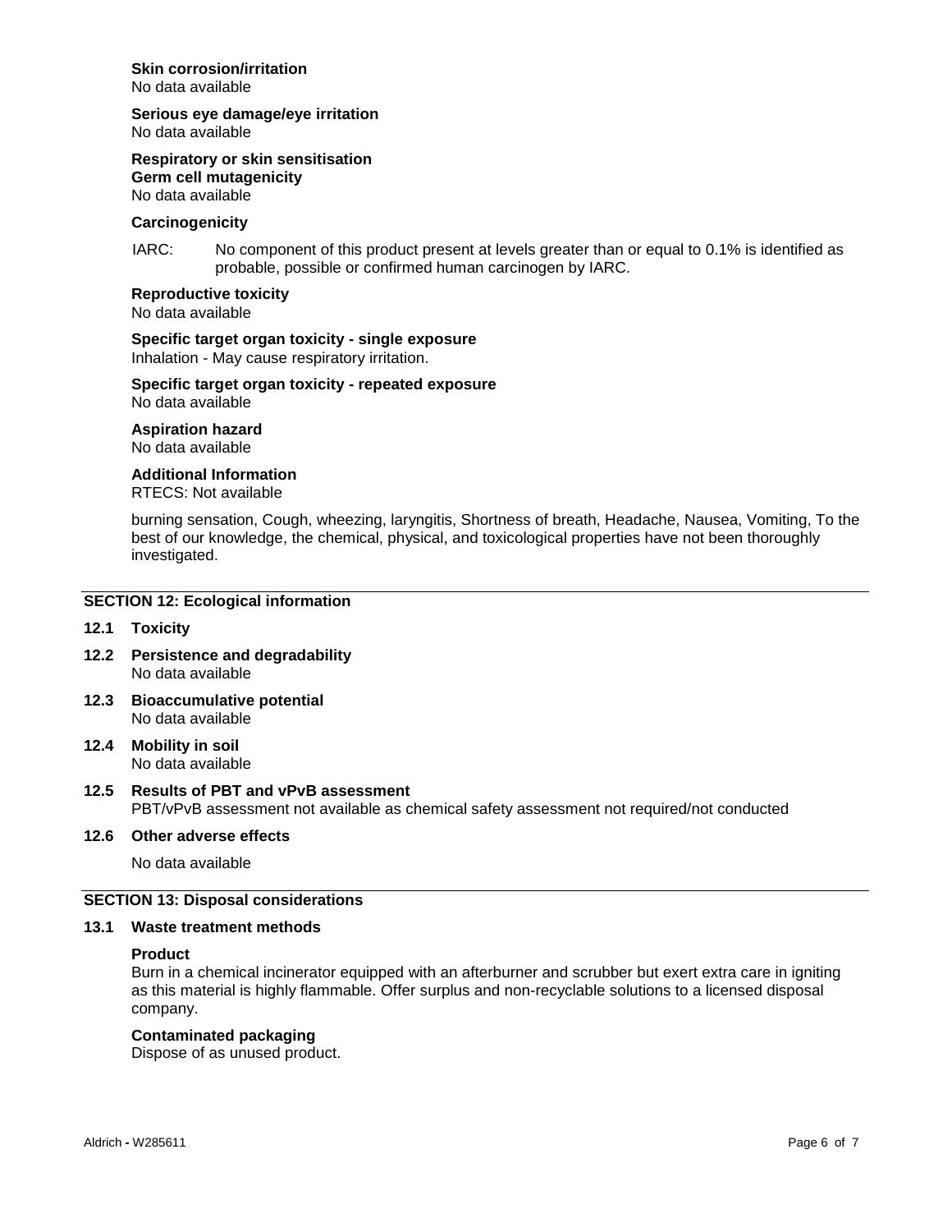**Skin corrosion/irritation**
No data available

**Serious eye damage/eye irritation**
No data available

**Respiratory or skin sensitisation**
**Germ cell mutagenicity**
No data available

**Carcinogenicity**

IARC: No component of this product present at levels greater than or equal to 0.1% is identified as probable, possible or confirmed human carcinogen by IARC.

**Reproductive toxicity**
No data available

**Specific target organ toxicity - single exposure**
Inhalation - May cause respiratory irritation.

**Specific target organ toxicity - repeated exposure**
No data available

**Aspiration hazard**
No data available

**Additional Information**
RTECS: Not available

burning sensation, Cough, wheezing, laryngitis, Shortness of breath, Headache, Nausea, Vomiting, To the best of our knowledge, the chemical, physical, and toxicological properties have not been thoroughly investigated.

## SECTION 12: Ecological information

### 12.1 Toxicity

### 12.2 Persistence and degradability
No data available

### 12.3 Bioaccumulative potential
No data available

### 12.4 Mobility in soil
No data available

### 12.5 Results of PBT and vPvB assessment
PBT/vPvB assessment not available as chemical safety assessment not required/not conducted

### 12.6 Other adverse effects

No data available

## SECTION 13: Disposal considerations

### 13.1 Waste treatment methods

**Product**
Burn in a chemical incinerator equipped with an afterburner and scrubber but exert extra care in igniting as this material is highly flammable. Offer surplus and non-recyclable solutions to a licensed disposal company.

**Contaminated packaging**
Dispose of as unused product.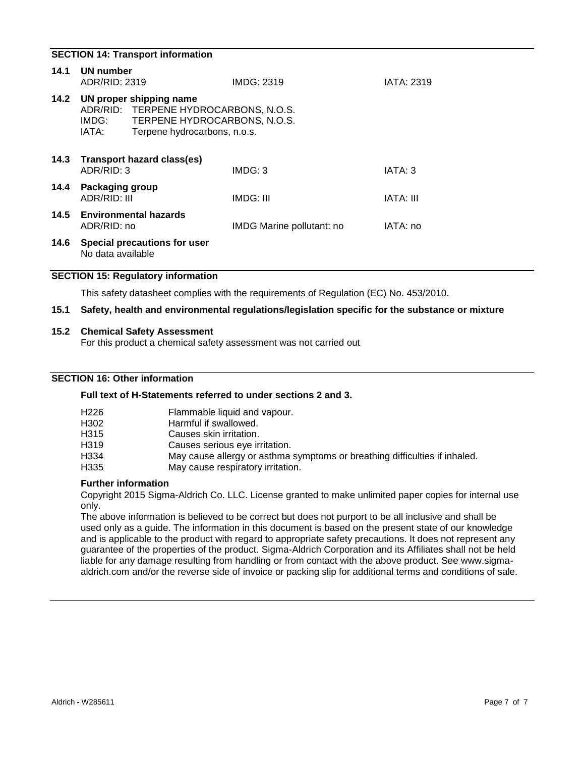## SECTION 14: Transport information

**14.1 UN number**

| | | |
|---|---|---|
| ADR/RID: 2319 | IMDG: 2319 | IATA: 2319 |

**14.2 UN proper shipping name**

ADR/RID: TERPENE HYDROCARBONS, N.O.S.
IMDG: TERPENE HYDROCARBONS, N.O.S.
IATA: Terpene hydrocarbons, n.o.s.

**14.3 Transport hazard class(es)**

| | | |
|---|---|---|
| ADR/RID: 3 | IMDG: 3 | IATA: 3 |

**14.4 Packaging group**

| | | |
|---|---|---|
| ADR/RID: III | IMDG: III | IATA: III |

**14.5 Environmental hazards**

| | | |
|---|---|---|
| ADR/RID: no | IMDG Marine pollutant: no | IATA: no |

**14.6 Special precautions for user**

No data available

## SECTION 15: Regulatory information

This safety datasheet complies with the requirements of Regulation (EC) No. 453/2010.

**15.1 Safety, health and environmental regulations/legislation specific for the substance or mixture**

**15.2 Chemical Safety Assessment**

For this product a chemical safety assessment was not carried out

## SECTION 16: Other information

**Full text of H-Statements referred to under sections 2 and 3.**

| | |
|---|---|
| H226 | Flammable liquid and vapour. |
| H302 | Harmful if swallowed. |
| H315 | Causes skin irritation. |
| H319 | Causes serious eye irritation. |
| H334 | May cause allergy or asthma symptoms or breathing difficulties if inhaled. |
| H335 | May cause respiratory irritation. |

**Further information**

Copyright 2015 Sigma-Aldrich Co. LLC. License granted to make unlimited paper copies for internal use only.

The above information is believed to be correct but does not purport to be all inclusive and shall be used only as a guide. The information in this document is based on the present state of our knowledge and is applicable to the product with regard to appropriate safety precautions. It does not represent any guarantee of the properties of the product. Sigma-Aldrich Corporation and its Affiliates shall not be held liable for any damage resulting from handling or from contact with the above product. See www.sigma-aldrich.com and/or the reverse side of invoice or packing slip for additional terms and conditions of sale.